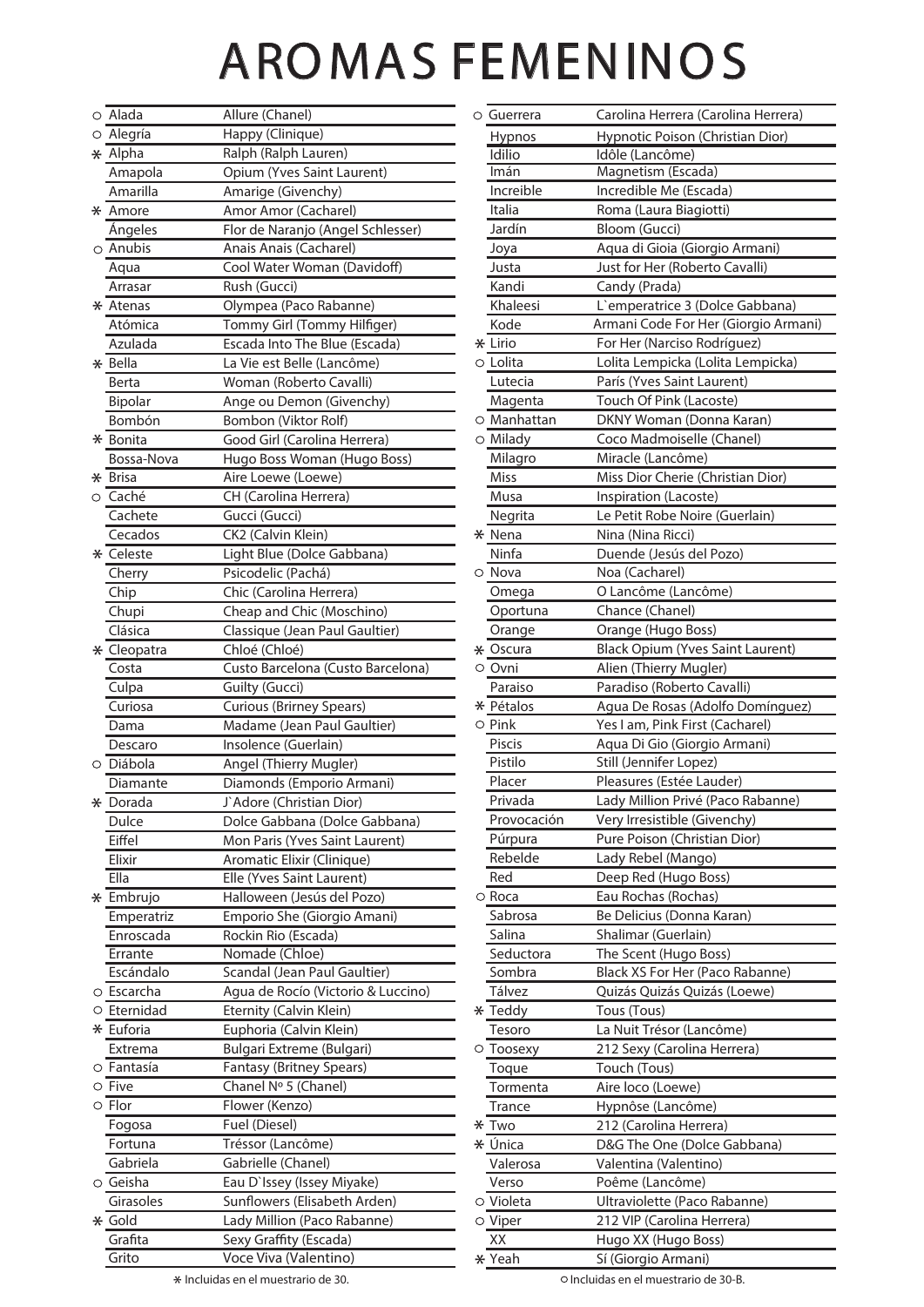# AROMAS FEMENINOS

| | Nombre | Equivalencia |
|---|---|---|
| ○ | Alada | Allure (Chanel) |
| ○ | Alegría | Happy (Clinique) |
| * | Alpha | Ralph (Ralph Lauren) |
| | Amapola | Opium (Yves Saint Laurent) |
| | Amarilla | Amarige (Givenchy) |
| * | Amore | Amor Amor (Cacharel) |
| | Ángeles | Flor de Naranjo (Angel Schlesser) |
| ○ | Anubis | Anais Anais (Cacharel) |
| | Aqua | Cool Water Woman (Davidoff) |
| | Arrasar | Rush (Gucci) |
| * | Atenas | Olympea (Paco Rabanne) |
| | Atómica | Tommy Girl (Tommy Hilfiger) |
| | Azulada | Escada Into The Blue (Escada) |
| * | Bella | La Vie est Belle (Lancôme) |
| | Berta | Woman (Roberto Cavalli) |
| | Bipolar | Ange ou Demon (Givenchy) |
| | Bombón | Bombon (Viktor Rolf) |
| * | Bonita | Good Girl (Carolina Herrera) |
| | Bossa-Nova | Hugo Boss Woman (Hugo Boss) |
| * | Brisa | Aire Loewe (Loewe) |
| ○ | Caché | CH (Carolina Herrera) |
| | Cachete | Gucci (Gucci) |
| | Cecados | CK2 (Calvin Klein) |
| * | Celeste | Light Blue (Dolce Gabbana) |
| | Cherry | Psicodelic (Pachá) |
| | Chip | Chic (Carolina Herrera) |
| | Chupi | Cheap and Chic (Moschino) |
| | Clásica | Classique (Jean Paul Gaultier) |
| * | Cleopatra | Chloé (Chloé) |
| | Costa | Custo Barcelona (Custo Barcelona) |
| | Culpa | Guilty (Gucci) |
| | Curiosa | Curious (Brirney Spears) |
| | Dama | Madame (Jean Paul Gaultier) |
| | Descaro | Insolence (Guerlain) |
| ○ | Diábola | Angel (Thierry Mugler) |
| | Diamante | Diamonds (Emporio Armani) |
| * | Dorada | J`Adore (Christian Dior) |
| | Dulce | Dolce Gabbana (Dolce Gabbana) |
| | Eiffel | Mon Paris (Yves Saint Laurent) |
| | Elixir | Aromatic Elixir (Clinique) |
| | Ella | Elle (Yves Saint Laurent) |
| * | Embrujo | Halloween (Jesús del Pozo) |
| | Emperatriz | Emporio She (Giorgio Amani) |
| | Enroscada | Rockin Rio (Escada) |
| | Errante | Nomade (Chloe) |
| | Escándalo | Scandal (Jean Paul Gaultier) |
| ○ | Escarcha | Agua de Rocío (Victorio & Luccino) |
| ○ | Eternidad | Eternity (Calvin Klein) |
| * | Euforia | Euphoria (Calvin Klein) |
| | Extrema | Bulgari Extreme (Bulgari) |
| ○ | Fantasía | Fantasy (Britney Spears) |
| ○ | Five | Chanel Nº 5 (Chanel) |
| ○ | Flor | Flower (Kenzo) |
| | Fogosa | Fuel (Diesel) |
| | Fortuna | Tréssor (Lancôme) |
| | Gabriela | Gabrielle (Chanel) |
| ○ | Geisha | Eau D`Issey (Issey Miyake) |
| | Girasoles | Sunflowers (Elisabeth Arden) |
| * | Gold | Lady Million (Paco Rabanne) |
| | Grafita | Sexy Graffity (Escada) |
| | Grito | Voce Viva (Valentino) |
| ○ | Guerrera | Carolina Herrera (Carolina Herrera) |
| | Hypnos | Hypnotic Poison (Christian Dior) |
| | Idilio | Idôle (Lancôme) |
| | Imán | Magnetism (Escada) |
| | Increible | Incredible Me (Escada) |
| | Italia | Roma (Laura Biagiotti) |
| | Jardín | Bloom (Gucci) |
| | Joya | Aqua di Gioia (Giorgio Armani) |
| | Justa | Just for Her (Roberto Cavalli) |
| | Kandi | Candy (Prada) |
| | Khaleesi | L`emperatrice 3 (Dolce Gabbana) |
| | Kode | Armani Code For Her (Giorgio Armani) |
| * | Lirio | For Her (Narciso Rodríguez) |
| ○ | Lolita | Lolita Lempicka (Lolita Lempicka) |
| | Lutecia | París (Yves Saint Laurent) |
| | Magenta | Touch Of Pink (Lacoste) |
| ○ | Manhattan | DKNY Woman (Donna Karan) |
| ○ | Milady | Coco Madmoiselle (Chanel) |
| | Milagro | Miracle (Lancôme) |
| | Miss | Miss Dior Cherie (Christian Dior) |
| | Musa | Inspiration (Lacoste) |
| | Negrita | Le Petit Robe Noire (Guerlain) |
| * | Nena | Nina (Nina Ricci) |
| | Ninfa | Duende (Jesús del Pozo) |
| ○ | Nova | Noa (Cacharel) |
| | Omega | O Lancôme (Lancôme) |
| | Oportuna | Chance (Chanel) |
| | Orange | Orange (Hugo Boss) |
| * | Oscura | Black Opium (Yves Saint Laurent) |
| ○ | Ovni | Alien (Thierry Mugler) |
| | Paraiso | Paradiso (Roberto Cavalli) |
| * | Pétalos | Agua De Rosas (Adolfo Domínguez) |
| ○ | Pink | Yes I am, Pink First (Cacharel) |
| | Piscis | Aqua Di Gio (Giorgio Armani) |
| | Pistilo | Still (Jennifer Lopez) |
| | Placer | Pleasures (Estée Lauder) |
| | Privada | Lady Million Privé (Paco Rabanne) |
| | Provocación | Very Irresistible (Givenchy) |
| | Púrpura | Pure Poison (Christian Dior) |
| | Rebelde | Lady Rebel (Mango) |
| | Red | Deep Red (Hugo Boss) |
| ○ | Roca | Eau Rochas (Rochas) |
| | Sabrosa | Be Delicius (Donna Karan) |
| | Salina | Shalimar (Guerlain) |
| | Seductora | The Scent (Hugo Boss) |
| | Sombra | Black XS For Her (Paco Rabanne) |
| | Tálvez | Quizás Quizás Quizás (Loewe) |
| * | Teddy | Tous (Tous) |
| | Tesoro | La Nuit Trésor (Lancôme) |
| ○ | Toosexy | 212 Sexy (Carolina Herrera) |
| | Toque | Touch (Tous) |
| | Tormenta | Aire loco (Loewe) |
| | Trance | Hypnôse (Lancôme) |
| * | Two | 212 (Carolina Herrera) |
| * | Única | D&G The One (Dolce Gabbana) |
| | Valerosa | Valentina (Valentino) |
| | Verso | Poême (Lancôme) |
| ○ | Violeta | Ultraviolette (Paco Rabanne) |
| ○ | Viper | 212 VIP (Carolina Herrera) |
| | XX | Hugo XX (Hugo Boss) |
| * | Yeah | Sí (Giorgio Armani) |

* Incluidas en el muestrario de 30.

○ Incluidas en el muestrario de 30-B.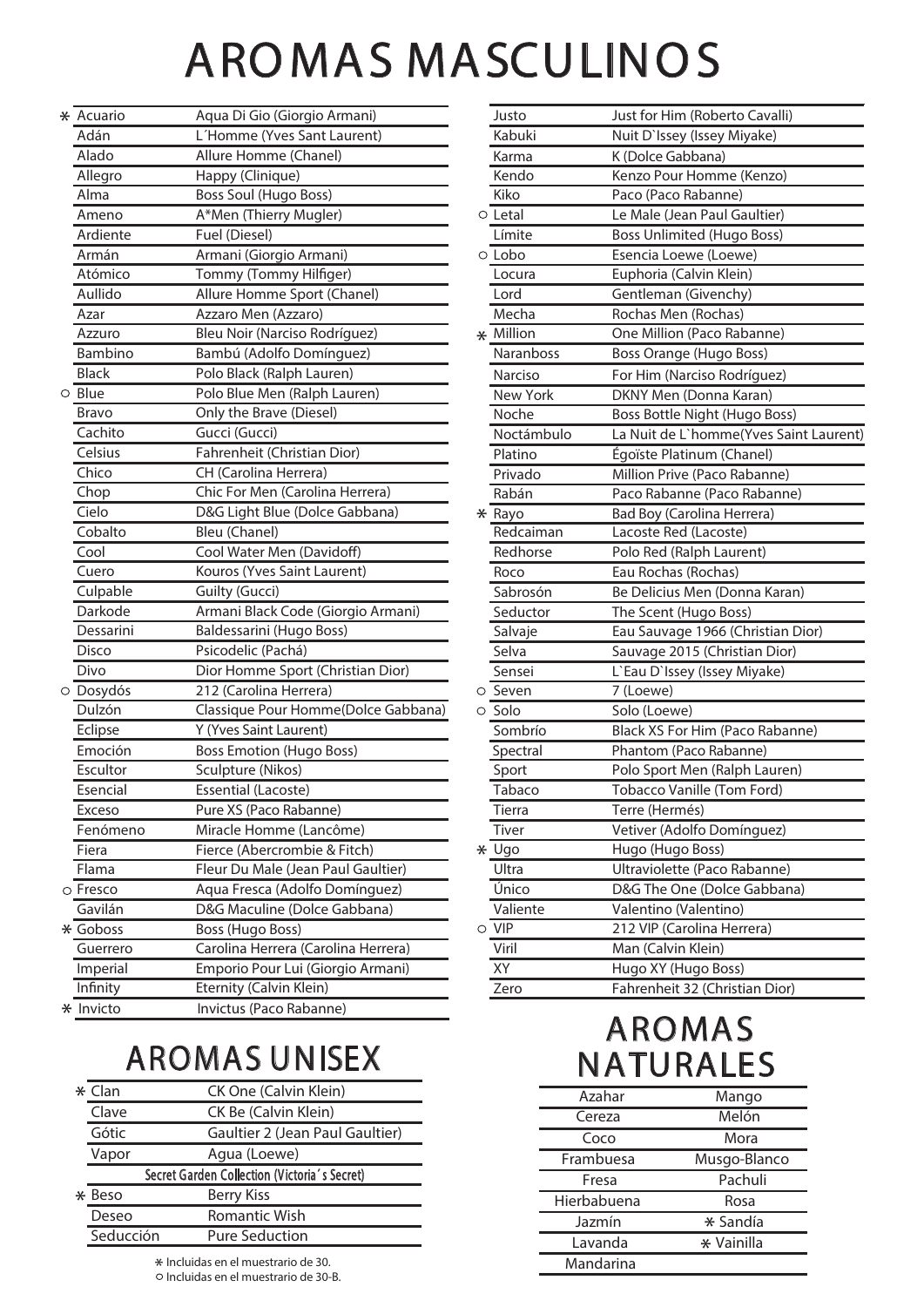# AROMAS MASCULINOS

| | | |
|---|---|---|
| * | Acuario | Aqua Di Gio (Giorgio Armani) |
| | Adán | L´Homme (Yves Sant Laurent) |
| | Alado | Allure Homme (Chanel) |
| | Allegro | Happy (Clinique) |
| | Alma | Boss Soul (Hugo Boss) |
| | Ameno | A*Men (Thierry Mugler) |
| | Ardiente | Fuel (Diesel) |
| | Armán | Armani (Giorgio Armani) |
| | Atómico | Tommy (Tommy Hilfiger) |
| | Aullido | Allure Homme Sport (Chanel) |
| | Azar | Azzaro Men (Azzaro) |
| | Azzuro | Bleu Noir (Narciso Rodríguez) |
| | Bambino | Bambú (Adolfo Domínguez) |
| | Black | Polo Black (Ralph Lauren) |
| ○ | Blue | Polo Blue Men (Ralph Lauren) |
| | Bravo | Only the Brave (Diesel) |
| | Cachito | Gucci (Gucci) |
| | Celsius | Fahrenheit (Christian Dior) |
| | Chico | CH (Carolina Herrera) |
| | Chop | Chic For Men (Carolina Herrera) |
| | Cielo | D&G Light Blue (Dolce Gabbana) |
| | Cobalto | Bleu (Chanel) |
| | Cool | Cool Water Men (Davidoff) |
| | Cuero | Kouros (Yves Saint Laurent) |
| | Culpable | Guilty (Gucci) |
| | Darkode | Armani Black Code (Giorgio Armani) |
| | Dessarini | Baldessarini (Hugo Boss) |
| | Disco | Psicodelic (Pachá) |
| | Divo | Dior Homme Sport (Christian Dior) |
| ○ | Dosydós | 212 (Carolina Herrera) |
| | Dulzón | Classique Pour Homme(Dolce Gabbana) |
| | Eclipse | Y (Yves Saint Laurent) |
| | Emoción | Boss Emotion (Hugo Boss) |
| | Escultor | Sculpture (Nikos) |
| | Esencial | Essential (Lacoste) |
| | Exceso | Pure XS (Paco Rabanne) |
| | Fenómeno | Miracle Homme (Lancôme) |
| | Fiera | Fierce (Abercrombie & Fitch) |
| | Flama | Fleur Du Male (Jean Paul Gaultier) |
| ○ | Fresco | Aqua Fresca (Adolfo Domínguez) |
| | Gavilán | D&G Maculine (Dolce Gabbana) |
| * | Goboss | Boss (Hugo Boss) |
| | Guerrero | Carolina Herrera (Carolina Herrera) |
| | Imperial | Emporio Pour Lui (Giorgio Armani) |
| | Infinity | Eternity (Calvin Klein) |
| * | Invicto | Invictus (Paco Rabanne) |
| | Justo | Just for Him (Roberto Cavalli) |
| | Kabuki | Nuit D`Issey (Issey Miyake) |
| | Karma | K (Dolce Gabbana) |
| | Kendo | Kenzo Pour Homme (Kenzo) |
| | Kiko | Paco (Paco Rabanne) |
| ○ | Letal | Le Male (Jean Paul Gaultier) |
| | Límite | Boss Unlimited (Hugo Boss) |
| ○ | Lobo | Esencia Loewe (Loewe) |
| | Locura | Euphoria (Calvin Klein) |
| | Lord | Gentleman (Givenchy) |
| | Mecha | Rochas Men (Rochas) |
| * | Million | One Million (Paco Rabanne) |
| | Naranboss | Boss Orange (Hugo Boss) |
| | Narciso | For Him (Narciso Rodríguez) |
| | New York | DKNY Men (Donna Karan) |
| | Noche | Boss Bottle Night (Hugo Boss) |
| | Noctámbulo | La Nuit de L`homme(Yves Saint Laurent) |
| | Platino | Égoïste Platinum (Chanel) |
| | Privado | Million Prive (Paco Rabanne) |
| | Rabán | Paco Rabanne (Paco Rabanne) |
| * | Rayo | Bad Boy (Carolina Herrera) |
| | Redcaiman | Lacoste Red (Lacoste) |
| | Redhorse | Polo Red (Ralph Laurent) |
| | Roco | Eau Rochas (Rochas) |
| | Sabrosón | Be Delicius Men (Donna Karan) |
| | Seductor | The Scent (Hugo Boss) |
| | Salvaje | Eau Sauvage 1966 (Christian Dior) |
| | Selva | Sauvage 2015 (Christian Dior) |
| | Sensei | L`Eau D`Issey (Issey Miyake) |
| ○ | Seven | 7 (Loewe) |
| ○ | Solo | Solo (Loewe) |
| | Sombrío | Black XS For Him (Paco Rabanne) |
| | Spectral | Phantom (Paco Rabanne) |
| | Sport | Polo Sport Men (Ralph Lauren) |
| | Tabaco | Tobacco Vanille (Tom Ford) |
| | Tierra | Terre (Hermés) |
| | Tiver | Vetiver (Adolfo Domínguez) |
| * | Ugo | Hugo (Hugo Boss) |
| | Ultra | Ultraviolette (Paco Rabanne) |
| | Único | D&G The One (Dolce Gabbana) |
| | Valiente | Valentino (Valentino) |
| ○ | VIP | 212 VIP (Carolina Herrera) |
| | Viril | Man (Calvin Klein) |
| | XY | Hugo XY (Hugo Boss) |
| | Zero | Fahrenheit 32 (Christian Dior) |

# AROMAS UNISEX

| | | |
|---|---|---|
| * | Clan | CK One (Calvin Klein) |
| | Clave | CK Be (Calvin Klein) |
| | Gótic | Gaultier 2 (Jean Paul Gaultier) |
| | Vapor | Agua (Loewe) |
| | Secret Garden Collection (Victoria´s Secret) | |
| * | Beso | Berry Kiss |
| | Deseo | Romantic Wish |
| | Seducción | Pure Seduction |

* Incluidas en el muestrario de 30.
○ Incluidas en el muestrario de 30-B.

# AROMAS NATURALES

| | |
|---|---|
| Azahar | Mango |
| Cereza | Melón |
| Coco | Mora |
| Frambuesa | Musgo-Blanco |
| Fresa | Pachuli |
| Hierbabuena | Rosa |
| Jazmín | * Sandía |
| Lavanda | * Vainilla |
| Mandarina | |